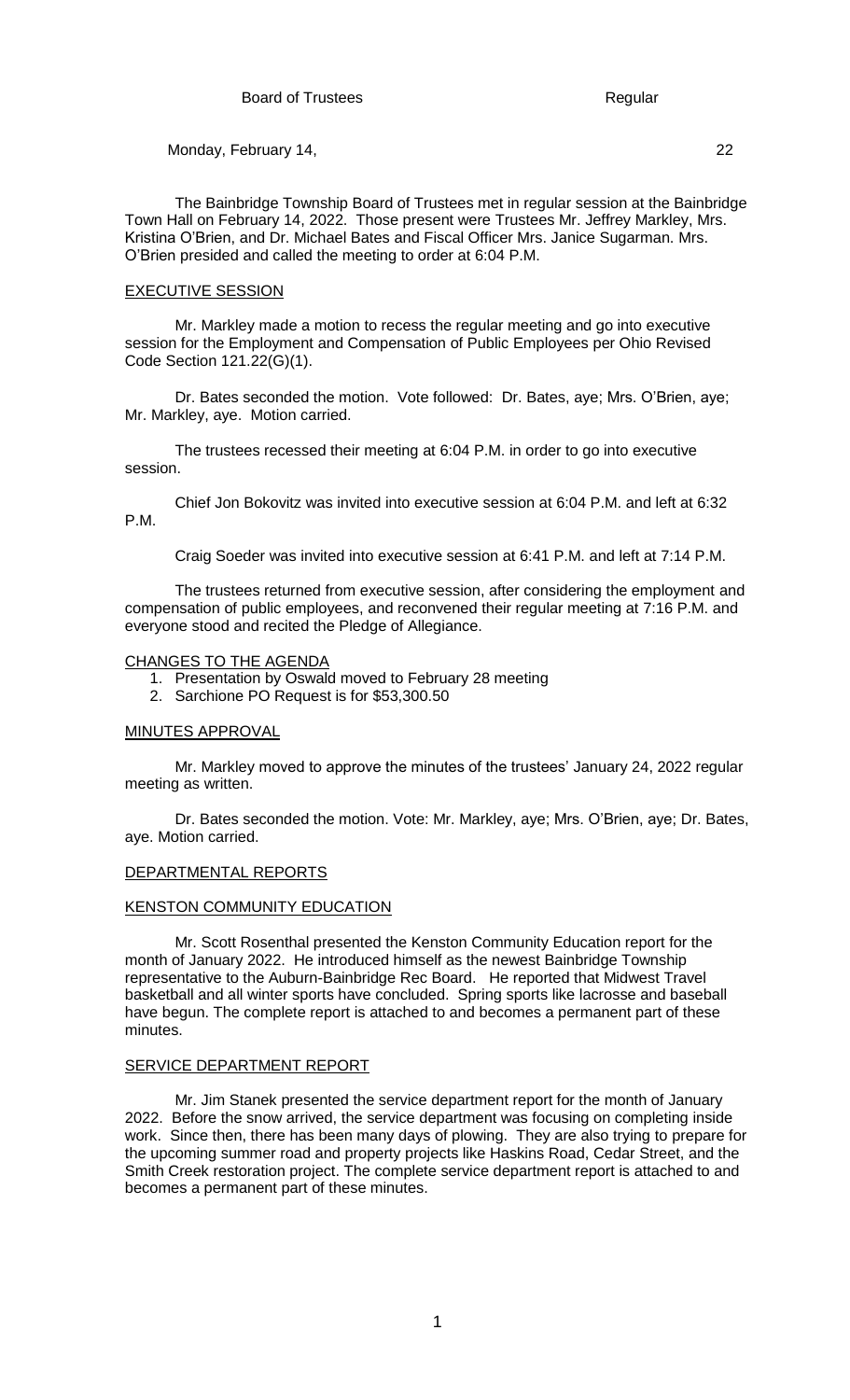Board of Trustees Regular

Monday, February 14, 22

The Bainbridge Township Board of Trustees met in regular session at the Bainbridge Town Hall on February 14, 2022. Those present were Trustees Mr. Jeffrey Markley, Mrs. Kristina O'Brien, and Dr. Michael Bates and Fiscal Officer Mrs. Janice Sugarman. Mrs. O'Brien presided and called the meeting to order at 6:04 P.M.

## EXECUTIVE SESSION

Mr. Markley made a motion to recess the regular meeting and go into executive session for the Employment and Compensation of Public Employees per Ohio Revised Code Section 121.22(G)(1).

Dr. Bates seconded the motion. Vote followed: Dr. Bates, aye; Mrs. O'Brien, aye; Mr. Markley, aye. Motion carried.

The trustees recessed their meeting at 6:04 P.M. in order to go into executive session.

Chief Jon Bokovitz was invited into executive session at 6:04 P.M. and left at 6:32 P.M.

Craig Soeder was invited into executive session at 6:41 P.M. and left at 7:14 P.M.

The trustees returned from executive session, after considering the employment and compensation of public employees, and reconvened their regular meeting at 7:16 P.M. and everyone stood and recited the Pledge of Allegiance.

## CHANGES TO THE AGENDA

1. Presentation by Oswald moved to February 28 meeting
2. Sarchione PO Request is for $53,300.50

## MINUTES APPROVAL

Mr. Markley moved to approve the minutes of the trustees' January 24, 2022 regular meeting as written.

Dr. Bates seconded the motion. Vote: Mr. Markley, aye; Mrs. O'Brien, aye; Dr. Bates, aye. Motion carried.

## DEPARTMENTAL REPORTS

## KENSTON COMMUNITY EDUCATION

Mr. Scott Rosenthal presented the Kenston Community Education report for the month of January 2022. He introduced himself as the newest Bainbridge Township representative to the Auburn-Bainbridge Rec Board. He reported that Midwest Travel basketball and all winter sports have concluded. Spring sports like lacrosse and baseball have begun. The complete report is attached to and becomes a permanent part of these minutes.

## SERVICE DEPARTMENT REPORT

Mr. Jim Stanek presented the service department report for the month of January 2022. Before the snow arrived, the service department was focusing on completing inside work. Since then, there has been many days of plowing. They are also trying to prepare for the upcoming summer road and property projects like Haskins Road, Cedar Street, and the Smith Creek restoration project. The complete service department report is attached to and becomes a permanent part of these minutes.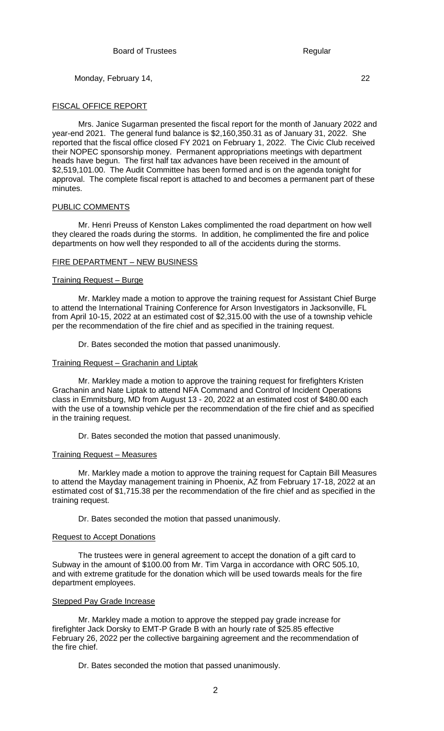## FISCAL OFFICE REPORT

Mrs. Janice Sugarman presented the fiscal report for the month of January 2022 and year-end 2021. The general fund balance is $2,160,350.31 as of January 31, 2022. She reported that the fiscal office closed FY 2021 on February 1, 2022. The Civic Club received their NOPEC sponsorship money. Permanent appropriations meetings with department heads have begun. The first half tax advances have been received in the amount of $2,519,101.00. The Audit Committee has been formed and is on the agenda tonight for approval. The complete fiscal report is attached to and becomes a permanent part of these minutes.

## PUBLIC COMMENTS

Mr. Henri Preuss of Kenston Lakes complimented the road department on how well they cleared the roads during the storms. In addition, he complimented the fire and police departments on how well they responded to all of the accidents during the storms.

## FIRE DEPARTMENT – NEW BUSINESS

### Training Request – Burge

Mr. Markley made a motion to approve the training request for Assistant Chief Burge to attend the International Training Conference for Arson Investigators in Jacksonville, FL from April 10-15, 2022 at an estimated cost of $2,315.00 with the use of a township vehicle per the recommendation of the fire chief and as specified in the training request.

Dr. Bates seconded the motion that passed unanimously.

### Training Request – Grachanin and Liptak

Mr. Markley made a motion to approve the training request for firefighters Kristen Grachanin and Nate Liptak to attend NFA Command and Control of Incident Operations class in Emmitsburg, MD from August 13 - 20, 2022 at an estimated cost of $480.00 each with the use of a township vehicle per the recommendation of the fire chief and as specified in the training request.

Dr. Bates seconded the motion that passed unanimously.

### Training Request – Measures

Mr. Markley made a motion to approve the training request for Captain Bill Measures to attend the Mayday management training in Phoenix, AZ from February 17-18, 2022 at an estimated cost of $1,715.38 per the recommendation of the fire chief and as specified in the training request.

Dr. Bates seconded the motion that passed unanimously.

### Request to Accept Donations

The trustees were in general agreement to accept the donation of a gift card to Subway in the amount of $100.00 from Mr. Tim Varga in accordance with ORC 505.10, and with extreme gratitude for the donation which will be used towards meals for the fire department employees.

### Stepped Pay Grade Increase

Mr. Markley made a motion to approve the stepped pay grade increase for firefighter Jack Dorsky to EMT-P Grade B with an hourly rate of $25.85 effective February 26, 2022 per the collective bargaining agreement and the recommendation of the fire chief.

Dr. Bates seconded the motion that passed unanimously.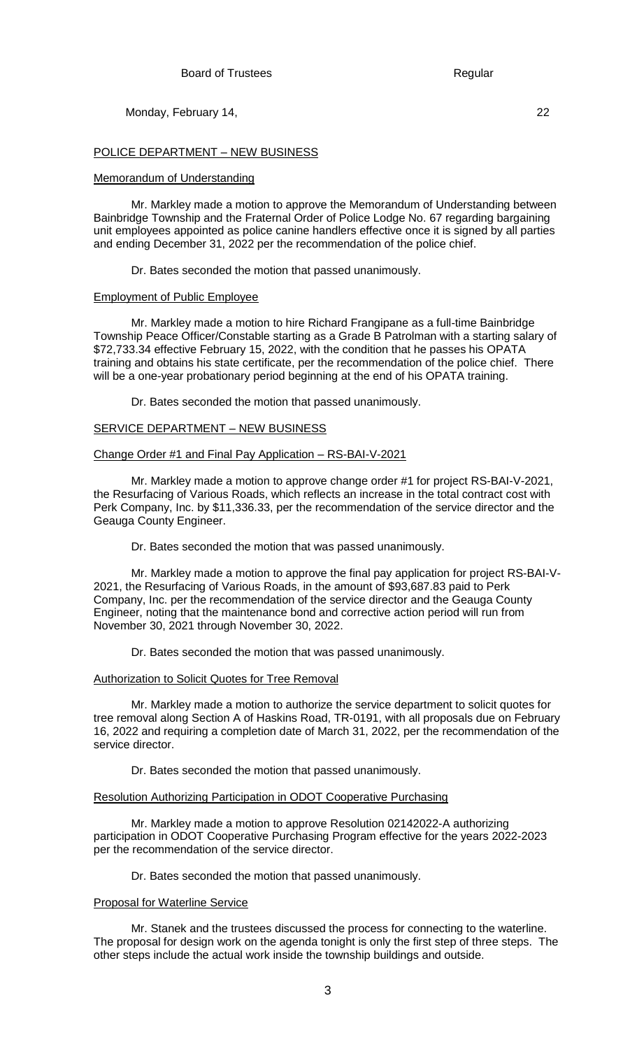## POLICE DEPARTMENT – NEW BUSINESS

### Memorandum of Understanding

Mr. Markley made a motion to approve the Memorandum of Understanding between Bainbridge Township and the Fraternal Order of Police Lodge No. 67 regarding bargaining unit employees appointed as police canine handlers effective once it is signed by all parties and ending December 31, 2022 per the recommendation of the police chief.

Dr. Bates seconded the motion that passed unanimously.

### Employment of Public Employee

Mr. Markley made a motion to hire Richard Frangipane as a full-time Bainbridge Township Peace Officer/Constable starting as a Grade B Patrolman with a starting salary of $72,733.34 effective February 15, 2022, with the condition that he passes his OPATA training and obtains his state certificate, per the recommendation of the police chief. There will be a one-year probationary period beginning at the end of his OPATA training.

Dr. Bates seconded the motion that passed unanimously.

## SERVICE DEPARTMENT – NEW BUSINESS

### Change Order #1 and Final Pay Application – RS-BAI-V-2021

Mr. Markley made a motion to approve change order #1 for project RS-BAI-V-2021, the Resurfacing of Various Roads, which reflects an increase in the total contract cost with Perk Company, Inc. by $11,336.33, per the recommendation of the service director and the Geauga County Engineer.

Dr. Bates seconded the motion that was passed unanimously.

Mr. Markley made a motion to approve the final pay application for project RS-BAI-V-2021, the Resurfacing of Various Roads, in the amount of $93,687.83 paid to Perk Company, Inc. per the recommendation of the service director and the Geauga County Engineer, noting that the maintenance bond and corrective action period will run from November 30, 2021 through November 30, 2022.

Dr. Bates seconded the motion that was passed unanimously.

### Authorization to Solicit Quotes for Tree Removal

Mr. Markley made a motion to authorize the service department to solicit quotes for tree removal along Section A of Haskins Road, TR-0191, with all proposals due on February 16, 2022 and requiring a completion date of March 31, 2022, per the recommendation of the service director.

Dr. Bates seconded the motion that passed unanimously.

### Resolution Authorizing Participation in ODOT Cooperative Purchasing

Mr. Markley made a motion to approve Resolution 02142022-A authorizing participation in ODOT Cooperative Purchasing Program effective for the years 2022-2023 per the recommendation of the service director.

Dr. Bates seconded the motion that passed unanimously.

### Proposal for Waterline Service

Mr. Stanek and the trustees discussed the process for connecting to the waterline. The proposal for design work on the agenda tonight is only the first step of three steps. The other steps include the actual work inside the township buildings and outside.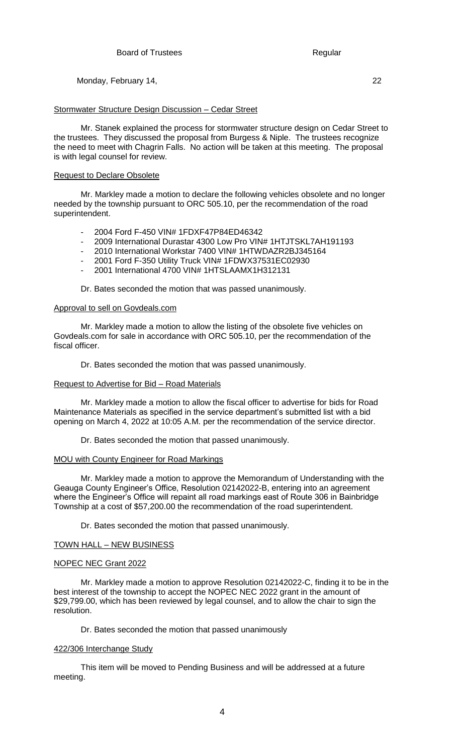## Stormwater Structure Design Discussion – Cedar Street

Mr. Stanek explained the process for stormwater structure design on Cedar Street to the trustees. They discussed the proposal from Burgess & Niple. The trustees recognize the need to meet with Chagrin Falls. No action will be taken at this meeting. The proposal is with legal counsel for review.

## Request to Declare Obsolete

Mr. Markley made a motion to declare the following vehicles obsolete and no longer needed by the township pursuant to ORC 505.10, per the recommendation of the road superintendent.

- 2004 Ford F-450 VIN# 1FDXF47P84ED46342
- 2009 International Durastar 4300 Low Pro VIN# 1HTJTSKL7AH191193
- 2010 International Workstar 7400 VIN# 1HTWDAZR2BJ345164
- 2001 Ford F-350 Utility Truck VIN# 1FDWX37531EC02930
- 2001 International 4700 VIN# 1HTSLAAMX1H312131

Dr. Bates seconded the motion that was passed unanimously.

## Approval to sell on Govdeals.com

Mr. Markley made a motion to allow the listing of the obsolete five vehicles on Govdeals.com for sale in accordance with ORC 505.10, per the recommendation of the fiscal officer.

Dr. Bates seconded the motion that was passed unanimously.

## Request to Advertise for Bid – Road Materials

Mr. Markley made a motion to allow the fiscal officer to advertise for bids for Road Maintenance Materials as specified in the service department's submitted list with a bid opening on March 4, 2022 at 10:05 A.M. per the recommendation of the service director.

Dr. Bates seconded the motion that passed unanimously.

## MOU with County Engineer for Road Markings

Mr. Markley made a motion to approve the Memorandum of Understanding with the Geauga County Engineer's Office, Resolution 02142022-B, entering into an agreement where the Engineer's Office will repaint all road markings east of Route 306 in Bainbridge Township at a cost of $57,200.00 the recommendation of the road superintendent.

Dr. Bates seconded the motion that passed unanimously.

## TOWN HALL – NEW BUSINESS

## NOPEC NEC Grant 2022

Mr. Markley made a motion to approve Resolution 02142022-C, finding it to be in the best interest of the township to accept the NOPEC NEC 2022 grant in the amount of $29,799.00, which has been reviewed by legal counsel, and to allow the chair to sign the resolution.

Dr. Bates seconded the motion that passed unanimously

## 422/306 Interchange Study

This item will be moved to Pending Business and will be addressed at a future meeting.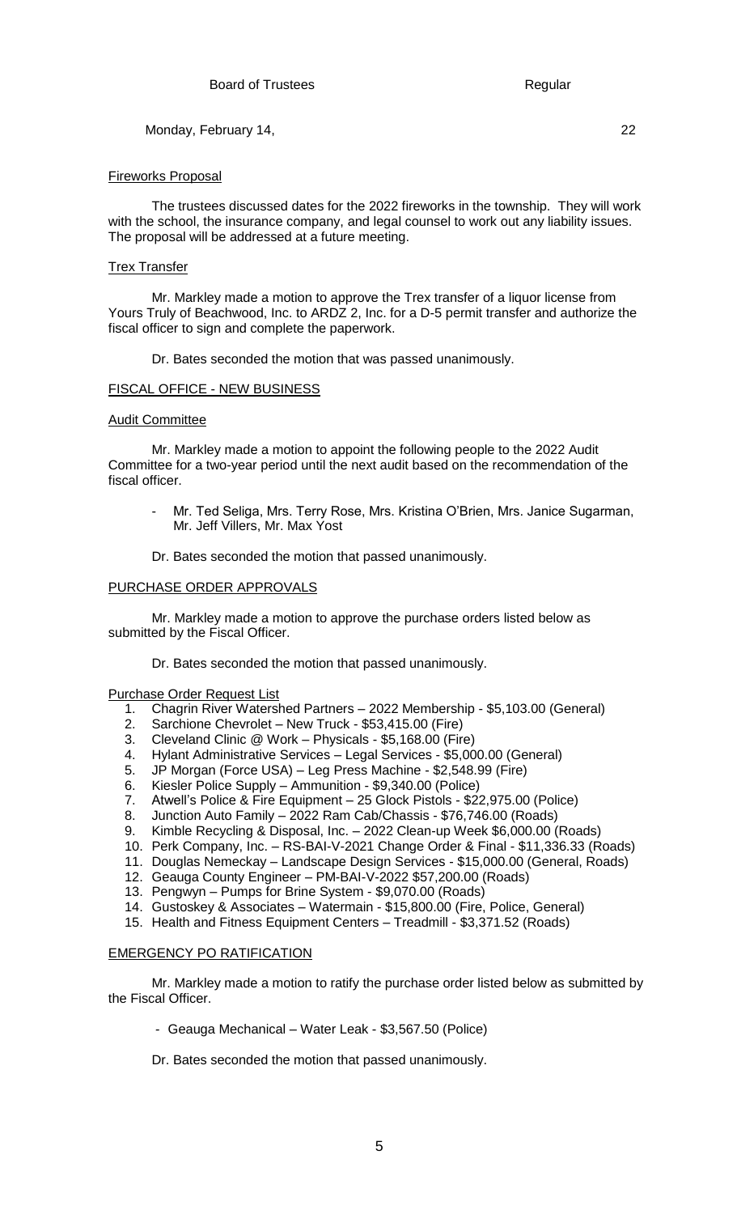## Fireworks Proposal

The trustees discussed dates for the 2022 fireworks in the township. They will work with the school, the insurance company, and legal counsel to work out any liability issues. The proposal will be addressed at a future meeting.

## Trex Transfer

Mr. Markley made a motion to approve the Trex transfer of a liquor license from Yours Truly of Beachwood, Inc. to ARDZ 2, Inc. for a D-5 permit transfer and authorize the fiscal officer to sign and complete the paperwork.

Dr. Bates seconded the motion that was passed unanimously.

## FISCAL OFFICE - NEW BUSINESS

## Audit Committee

Mr. Markley made a motion to appoint the following people to the 2022 Audit Committee for a two-year period until the next audit based on the recommendation of the fiscal officer.

- Mr. Ted Seliga, Mrs. Terry Rose, Mrs. Kristina O'Brien, Mrs. Janice Sugarman, Mr. Jeff Villers, Mr. Max Yost

Dr. Bates seconded the motion that passed unanimously.

## PURCHASE ORDER APPROVALS

Mr. Markley made a motion to approve the purchase orders listed below as submitted by the Fiscal Officer.

Dr. Bates seconded the motion that passed unanimously.

## Purchase Order Request List

1. Chagrin River Watershed Partners – 2022 Membership - $5,103.00 (General)
2. Sarchione Chevrolet – New Truck - $53,415.00 (Fire)
3. Cleveland Clinic @ Work – Physicals - $5,168.00 (Fire)
4. Hylant Administrative Services – Legal Services - $5,000.00 (General)
5. JP Morgan (Force USA) – Leg Press Machine - $2,548.99 (Fire)
6. Kiesler Police Supply – Ammunition - $9,340.00 (Police)
7. Atwell's Police & Fire Equipment – 25 Glock Pistols - $22,975.00 (Police)
8. Junction Auto Family – 2022 Ram Cab/Chassis - $76,746.00 (Roads)
9. Kimble Recycling & Disposal, Inc. – 2022 Clean-up Week $6,000.00 (Roads)
10. Perk Company, Inc. – RS-BAI-V-2021 Change Order & Final - $11,336.33 (Roads)
11. Douglas Nemeckay – Landscape Design Services - $15,000.00 (General, Roads)
12. Geauga County Engineer – PM-BAI-V-2022 $57,200.00 (Roads)
13. Pengwyn – Pumps for Brine System - $9,070.00 (Roads)
14. Gustoskey & Associates – Watermain - $15,800.00 (Fire, Police, General)
15. Health and Fitness Equipment Centers – Treadmill - $3,371.52 (Roads)

## EMERGENCY PO RATIFICATION

Mr. Markley made a motion to ratify the purchase order listed below as submitted by the Fiscal Officer.

- Geauga Mechanical – Water Leak - $3,567.50 (Police)

Dr. Bates seconded the motion that passed unanimously.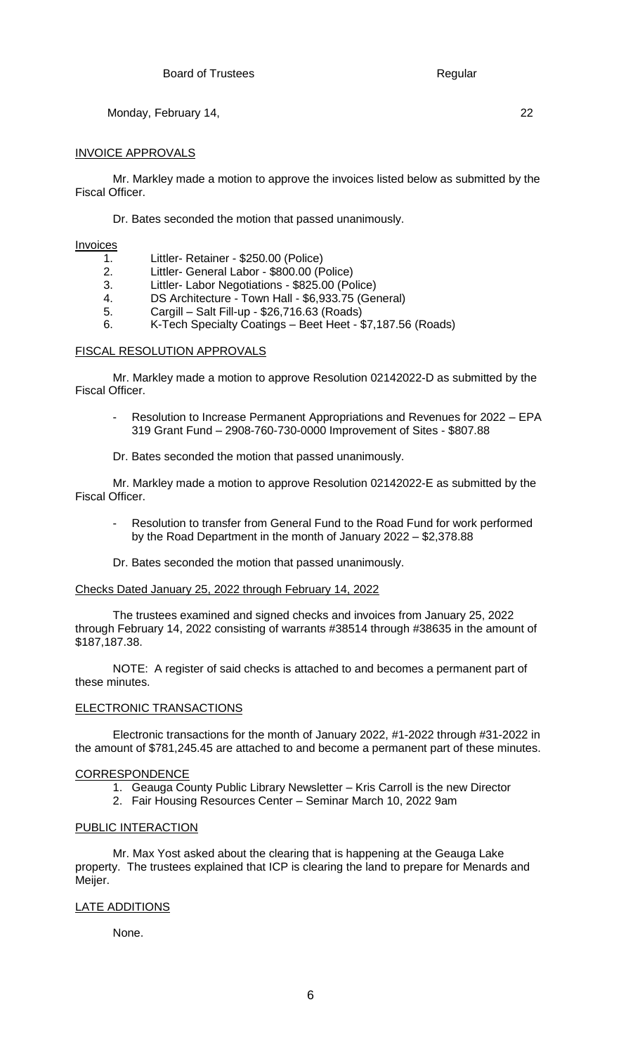## INVOICE APPROVALS

Mr. Markley made a motion to approve the invoices listed below as submitted by the Fiscal Officer.

Dr. Bates seconded the motion that passed unanimously.

Invoices

1. Littler- Retainer - $250.00 (Police)
2. Littler- General Labor - $800.00 (Police)
3. Littler- Labor Negotiations - $825.00 (Police)
4. DS Architecture - Town Hall - $6,933.75 (General)
5. Cargill – Salt Fill-up - $26,716.63 (Roads)
6. K-Tech Specialty Coatings – Beet Heet - $7,187.56 (Roads)

## FISCAL RESOLUTION APPROVALS

Mr. Markley made a motion to approve Resolution 02142022-D as submitted by the Fiscal Officer.

- Resolution to Increase Permanent Appropriations and Revenues for 2022 – EPA 319 Grant Fund – 2908-760-730-0000 Improvement of Sites - $807.88

Dr. Bates seconded the motion that passed unanimously.

Mr. Markley made a motion to approve Resolution 02142022-E as submitted by the Fiscal Officer.

- Resolution to transfer from General Fund to the Road Fund for work performed by the Road Department in the month of January 2022 – $2,378.88

Dr. Bates seconded the motion that passed unanimously.

## Checks Dated January 25, 2022 through February 14, 2022

The trustees examined and signed checks and invoices from January 25, 2022 through February 14, 2022 consisting of warrants #38514 through #38635 in the amount of $187,187.38.

NOTE: A register of said checks is attached to and becomes a permanent part of these minutes.

## ELECTRONIC TRANSACTIONS

Electronic transactions for the month of January 2022, #1-2022 through #31-2022 in the amount of $781,245.45 are attached to and become a permanent part of these minutes.

## CORRESPONDENCE

1. Geauga County Public Library Newsletter – Kris Carroll is the new Director
2. Fair Housing Resources Center – Seminar March 10, 2022 9am

## PUBLIC INTERACTION

Mr. Max Yost asked about the clearing that is happening at the Geauga Lake property. The trustees explained that ICP is clearing the land to prepare for Menards and Meijer.

## LATE ADDITIONS

None.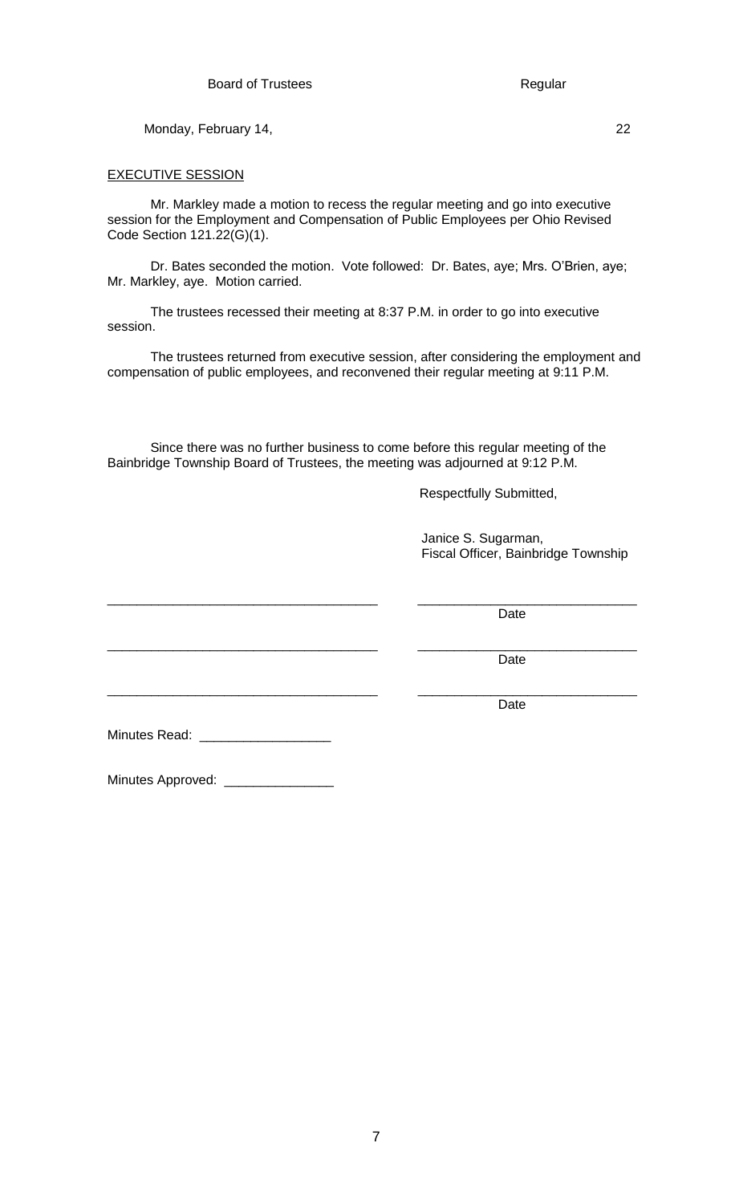EXECUTIVE SESSION

Mr. Markley made a motion to recess the regular meeting and go into executive session for the Employment and Compensation of Public Employees per Ohio Revised Code Section 121.22(G)(1).

Dr. Bates seconded the motion. Vote followed: Dr. Bates, aye; Mrs. O'Brien, aye; Mr. Markley, aye. Motion carried.

The trustees recessed their meeting at 8:37 P.M. in order to go into executive session.

The trustees returned from executive session, after considering the employment and compensation of public employees, and reconvened their regular meeting at 9:11 P.M.

Since there was no further business to come before this regular meeting of the Bainbridge Township Board of Trustees, the meeting was adjourned at 9:12 P.M.

Respectfully Submitted,

Janice S. Sugarman,
Fiscal Officer, Bainbridge Township

_________________________________ _________________________
Date

_________________________________ _________________________
Date

_________________________________ _________________________
Date

Minutes Read: _________________

Minutes Approved: ______________